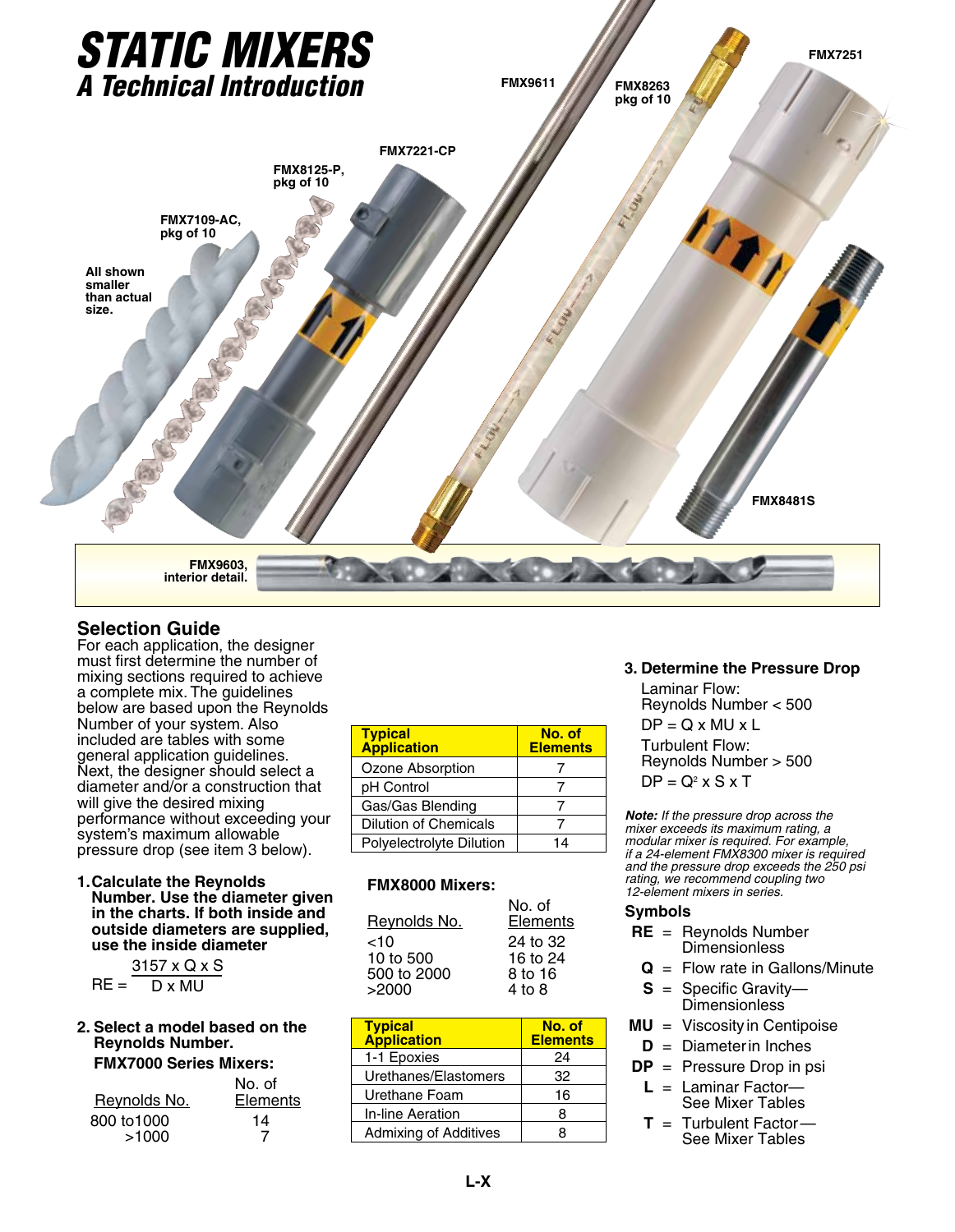# STATIC MIXERS
## A Technical Introduction

FMX9611

FMX8263 pkg of 10

FMX7251

FMX7221-CP

FMX8125-P, pkg of 10

FMX7109-AC, pkg of 10

All shown smaller than actual size.

FMX8481S

FMX9603, interior detail.

## Selection Guide

For each application, the designer must first determine the number of mixing sections required to achieve a complete mix. The guidelines below are based upon the Reynolds Number of your system. Also included are tables with some general application guidelines. Next, the designer should select a diameter and/or a construction that will give the desired mixing performance without exceeding your system's maximum allowable pressure drop (see item 3 below).

**1. Calculate the Reynolds Number. Use the diameter given in the charts. If both inside and outside diameters are supplied, use the inside diameter**

$$RE = \frac{3157 \times Q \times S}{D \times MU}$$

**2. Select a model based on the Reynolds Number.**

**FMX7000 Series Mixers:**

| Reynolds No. | No. of Elements |
|---|---|
| 800 to1000 | 14 |
| >1000 | 7 |

| Typical Application | No. of Elements |
|---|---|
| Ozone Absorption | 7 |
| pH Control | 7 |
| Gas/Gas Blending | 7 |
| Dilution of Chemicals | 7 |
| Polyelectrolyte Dilution | 14 |

**FMX8000 Mixers:**

| Reynolds No. | No. of Elements |
|---|---|
| <10 | 24 to 32 |
| 10 to 500 | 16 to 24 |
| 500 to 2000 | 8 to 16 |
| >2000 | 4 to 8 |

| Typical Application | No. of Elements |
|---|---|
| 1-1 Epoxies | 24 |
| Urethanes/Elastomers | 32 |
| Urethane Foam | 16 |
| In-line Aeration | 8 |
| Admixing of Additives | 8 |

**3. Determine the Pressure Drop**

Laminar Flow:
Reynolds Number < 500

$DP = Q \times MU \times L$

Turbulent Flow:
Reynolds Number > 500

$DP = Q^2 \times S \times T$

***Note:*** *If the pressure drop across the mixer exceeds its maximum rating, a modular mixer is required. For example, if a 24-element FMX8300 mixer is required and the pressure drop exceeds the 250 psi rating, we recommend coupling two 12-element mixers in series.*

**Symbols**

- **RE** = Reynolds Number Dimensionless
- **Q** = Flow rate in Gallons/Minute
- **S** = Specific Gravity—Dimensionless
- **MU** = Viscosity in Centipoise
- **D** = Diameter in Inches
- **DP** = Pressure Drop in psi
- **L** = Laminar Factor—See Mixer Tables
- **T** = Turbulent Factor—See Mixer Tables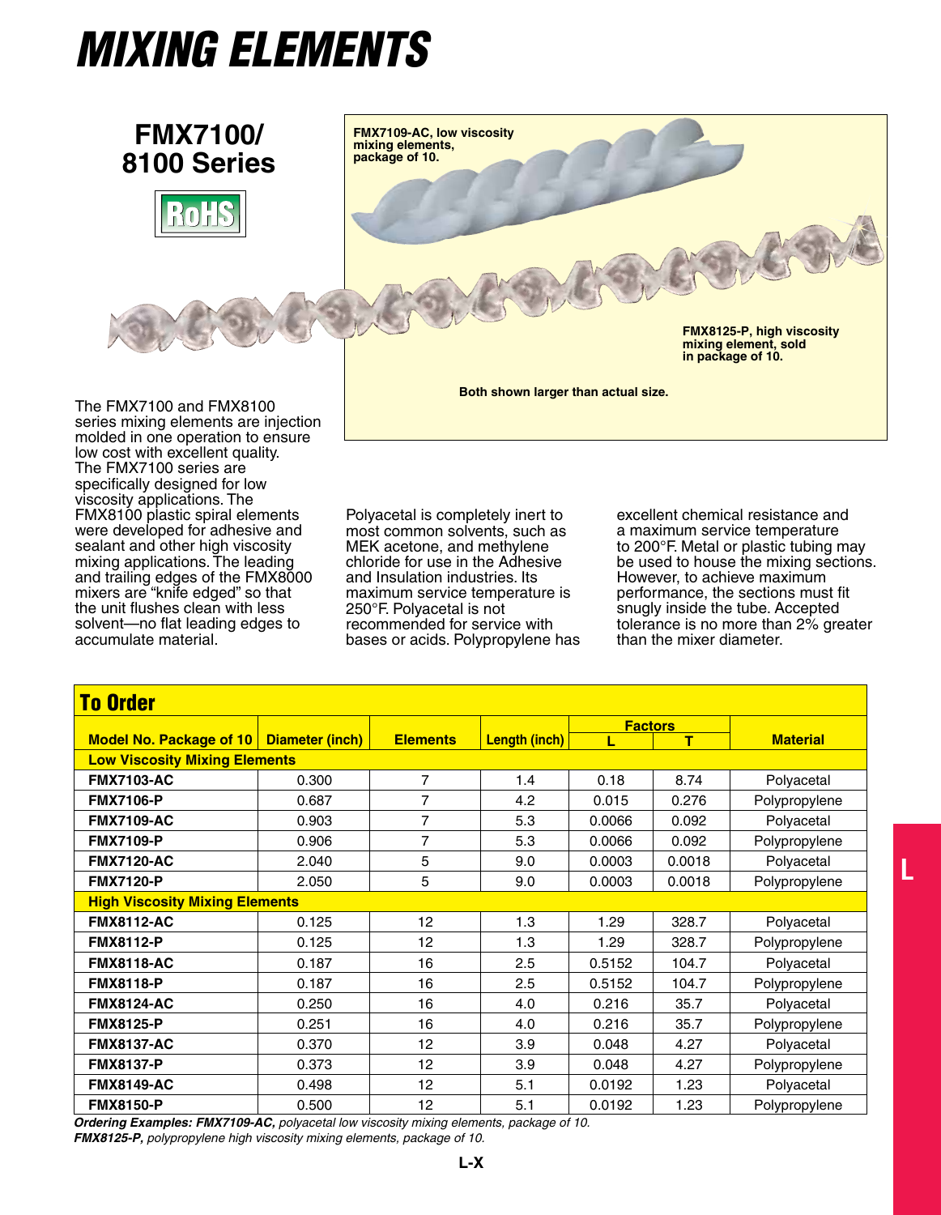# MIXING ELEMENTS

## FMX7100/ 8100 Series

RoHS

FMX7109-AC, low viscosity mixing elements, package of 10.

FMX8125-P, high viscosity mixing element, sold in package of 10.

Both shown larger than actual size.

The FMX7100 and FMX8100 series mixing elements are injection molded in one operation to ensure low cost with excellent quality. The FMX7100 series are specifically designed for low viscosity applications. The FMX8100 plastic spiral elements were developed for adhesive and sealant and other high viscosity mixing applications. The leading and trailing edges of the FMX8000 mixers are "knife edged" so that the unit flushes clean with less solvent—no flat leading edges to accumulate material.

Polyacetal is completely inert to most common solvents, such as MEK acetone, and methylene chloride for use in the Adhesive and Insulation industries. Its maximum service temperature is 250°F. Polyacetal is not recommended for service with bases or acids. Polypropylene has excellent chemical resistance and a maximum service temperature to 200°F. Metal or plastic tubing may be used to house the mixing sections. However, to achieve maximum performance, the sections must fit snugly inside the tube. Accepted tolerance is no more than 2% greater than the mixer diameter.

## To Order

| Model No. Package of 10 | Diameter (inch) | Elements | Length (inch) | Factors L | Factors T | Material |
|---|---|---|---|---|---|---|
| **Low Viscosity Mixing Elements** | | | | | | |
| **FMX7103-AC** | 0.300 | 7 | 1.4 | 0.18 | 8.74 | Polyacetal |
| **FMX7106-P** | 0.687 | 7 | 4.2 | 0.015 | 0.276 | Polypropylene |
| **FMX7109-AC** | 0.903 | 7 | 5.3 | 0.0066 | 0.092 | Polyacetal |
| **FMX7109-P** | 0.906 | 7 | 5.3 | 0.0066 | 0.092 | Polypropylene |
| **FMX7120-AC** | 2.040 | 5 | 9.0 | 0.0003 | 0.0018 | Polyacetal |
| **FMX7120-P** | 2.050 | 5 | 9.0 | 0.0003 | 0.0018 | Polypropylene |
| **High Viscosity Mixing Elements** | | | | | | |
| **FMX8112-AC** | 0.125 | 12 | 1.3 | 1.29 | 328.7 | Polyacetal |
| **FMX8112-P** | 0.125 | 12 | 1.3 | 1.29 | 328.7 | Polypropylene |
| **FMX8118-AC** | 0.187 | 16 | 2.5 | 0.5152 | 104.7 | Polyacetal |
| **FMX8118-P** | 0.187 | 16 | 2.5 | 0.5152 | 104.7 | Polypropylene |
| **FMX8124-AC** | 0.250 | 16 | 4.0 | 0.216 | 35.7 | Polyacetal |
| **FMX8125-P** | 0.251 | 16 | 4.0 | 0.216 | 35.7 | Polypropylene |
| **FMX8137-AC** | 0.370 | 12 | 3.9 | 0.048 | 4.27 | Polyacetal |
| **FMX8137-P** | 0.373 | 12 | 3.9 | 0.048 | 4.27 | Polypropylene |
| **FMX8149-AC** | 0.498 | 12 | 5.1 | 0.0192 | 1.23 | Polyacetal |
| **FMX8150-P** | 0.500 | 12 | 5.1 | 0.0192 | 1.23 | Polypropylene |

*Ordering Examples:* ***FMX7109-AC,*** *polyacetal low viscosity mixing elements, package of 10.*
***FMX8125-P,*** *polypropylene high viscosity mixing elements, package of 10.*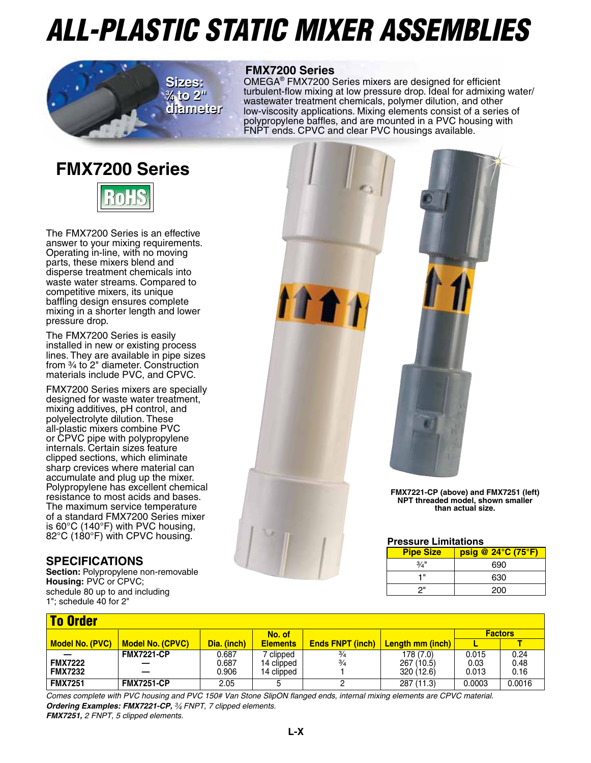# ALL-PLASTIC STATIC MIXER ASSEMBLIES

Sizes: ¾ to 2" diameter

## FMX7200 Series

OMEGA® FMX7200 Series mixers are designed for efficient turbulent-flow mixing at low pressure drop. Ideal for admixing water/wastewater treatment chemicals, polymer dilution, and other low-viscosity applications. Mixing elements consist of a series of polypropylene baffles, and are mounted in a PVC housing with FNPT ends. CPVC and clear PVC housings available.

## FMX7200 Series

RoHS

The FMX7200 Series is an effective answer to your mixing requirements. Operating in-line, with no moving parts, these mixers blend and disperse treatment chemicals into waste water streams. Compared to competitive mixers, its unique baffling design ensures complete mixing in a shorter length and lower pressure drop.

The FMX7200 Series is easily installed in new or existing process lines. They are available in pipe sizes from ¾ to 2" diameter. Construction materials include PVC, and CPVC.

FMX7200 Series mixers are specially designed for waste water treatment, mixing additives, pH control, and polyelectrolyte dilution. These all-plastic mixers combine PVC or CPVC pipe with polypropylene internals. Certain sizes feature clipped sections, which eliminate sharp crevices where material can accumulate and plug up the mixer. Polypropylene has excellent chemical resistance to most acids and bases. The maximum service temperature of a standard FMX7200 Series mixer is 60°C (140°F) with PVC housing, 82°C (180°F) with CPVC housing.

### SPECIFICATIONS

**Section:** Polypropylene non-removable
**Housing:** PVC or CPVC; schedule 80 up to and including 1"; schedule 40 for 2"

FMX7221-CP (above) and FMX7251 (left) NPT threaded model, shown smaller than actual size.

### Pressure Limitations

| Pipe Size | psig @ 24°C (75°F) |
|---|---|
| ¾" | 690 |
| 1" | 630 |
| 2" | 200 |

## To Order

| Model No. (PVC) | Model No. (CPVC) | Dia. (inch) | No. of Elements | Ends FNPT (inch) | Length mm (inch) | Factors L | Factors T |
|---|---|---|---|---|---|---|---|
| — | FMX7221-CP | 0.687 | 7 clipped | ¾ | 178 (7.0) | 0.015 | 0.24 |
| FMX7222 | — | 0.687 | 14 clipped | ¾ | 267 (10.5) | 0.03 | 0.48 |
| FMX7232 | — | 0.906 | 14 clipped | 1 | 320 (12.6) | 0.013 | 0.16 |
| FMX7251 | FMX7251-CP | 2.05 | 5 | 2 | 287 (11.3) | 0.0003 | 0.0016 |

*Comes complete with PVC housing and PVC 150# Van Stone SlipON flanged ends, internal mixing elements are CPVC material.*

***Ordering Examples: FMX7221-CP,*** *¾ FNPT, 7 clipped elements.*

***FMX7251,*** *2 FNPT, 5 clipped elements.*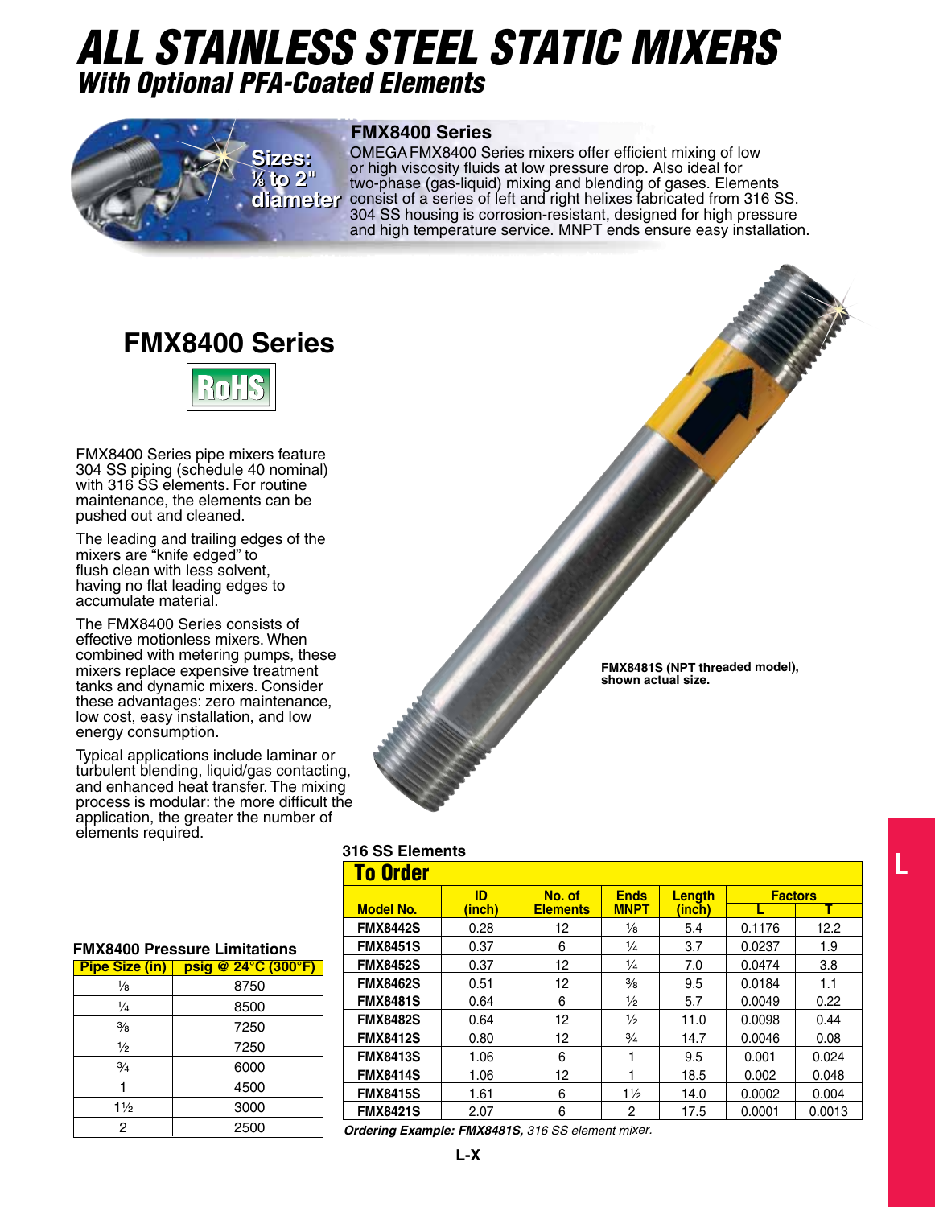# ALL STAINLESS STEEL STATIC MIXERS
## With Optional PFA-Coated Elements

Sizes: ⅛ to 2" diameter

### FMX8400 Series

OMEGA FMX8400 Series mixers offer efficient mixing of low or high viscosity fluids at low pressure drop. Also ideal for two-phase (gas-liquid) mixing and blending of gases. Elements consist of a series of left and right helixes fabricated from 316 SS. 304 SS housing is corrosion-resistant, designed for high pressure and high temperature service. MNPT ends ensure easy installation.

## FMX8400 Series

RoHS

FMX8400 Series pipe mixers feature 304 SS piping (schedule 40 nominal) with 316 SS elements. For routine maintenance, the elements can be pushed out and cleaned.

The leading and trailing edges of the mixers are "knife edged" to flush clean with less solvent, having no flat leading edges to accumulate material.

The FMX8400 Series consists of effective motionless mixers. When combined with metering pumps, these mixers replace expensive treatment tanks and dynamic mixers. Consider these advantages: zero maintenance, low cost, easy installation, and low energy consumption.

Typical applications include laminar or turbulent blending, liquid/gas contacting, and enhanced heat transfer. The mixing process is modular: the more difficult the application, the greater the number of elements required.

**FMX8481S (NPT threaded model), shown actual size.**

**FMX8400 Pressure Limitations**

| Pipe Size (in) | psig @ 24°C (300°F) |
|---|---|
| ⅛ | 8750 |
| ¼ | 8500 |
| ⅜ | 7250 |
| ½ | 7250 |
| ¾ | 6000 |
| 1 | 4500 |
| 1½ | 3000 |
| 2 | 2500 |

**316 SS Elements**

**To Order**

| Model No. | ID (inch) | No. of Elements | Ends MNPT | Length (inch) | Factors | |
|---|---|---|---|---|---|---|
| | | | | | L | T |
| **FMX8442S** | 0.28 | 12 | ⅛ | 5.4 | 0.1176 | 12.2 |
| **FMX8451S** | 0.37 | 6 | ¼ | 3.7 | 0.0237 | 1.9 |
| **FMX8452S** | 0.37 | 12 | ¼ | 7.0 | 0.0474 | 3.8 |
| **FMX8462S** | 0.51 | 12 | ⅜ | 9.5 | 0.0184 | 1.1 |
| **FMX8481S** | 0.64 | 6 | ½ | 5.7 | 0.0049 | 0.22 |
| **FMX8482S** | 0.64 | 12 | ½ | 11.0 | 0.0098 | 0.44 |
| **FMX8412S** | 0.80 | 12 | ¾ | 14.7 | 0.0046 | 0.08 |
| **FMX8413S** | 1.06 | 6 | 1 | 9.5 | 0.001 | 0.024 |
| **FMX8414S** | 1.06 | 12 | 1 | 18.5 | 0.002 | 0.048 |
| **FMX8415S** | 1.61 | 6 | 1½ | 14.0 | 0.0002 | 0.004 |
| **FMX8421S** | 2.07 | 6 | 2 | 17.5 | 0.0001 | 0.0013 |

***Ordering Example: FMX8481S,*** *316 SS element mixer.*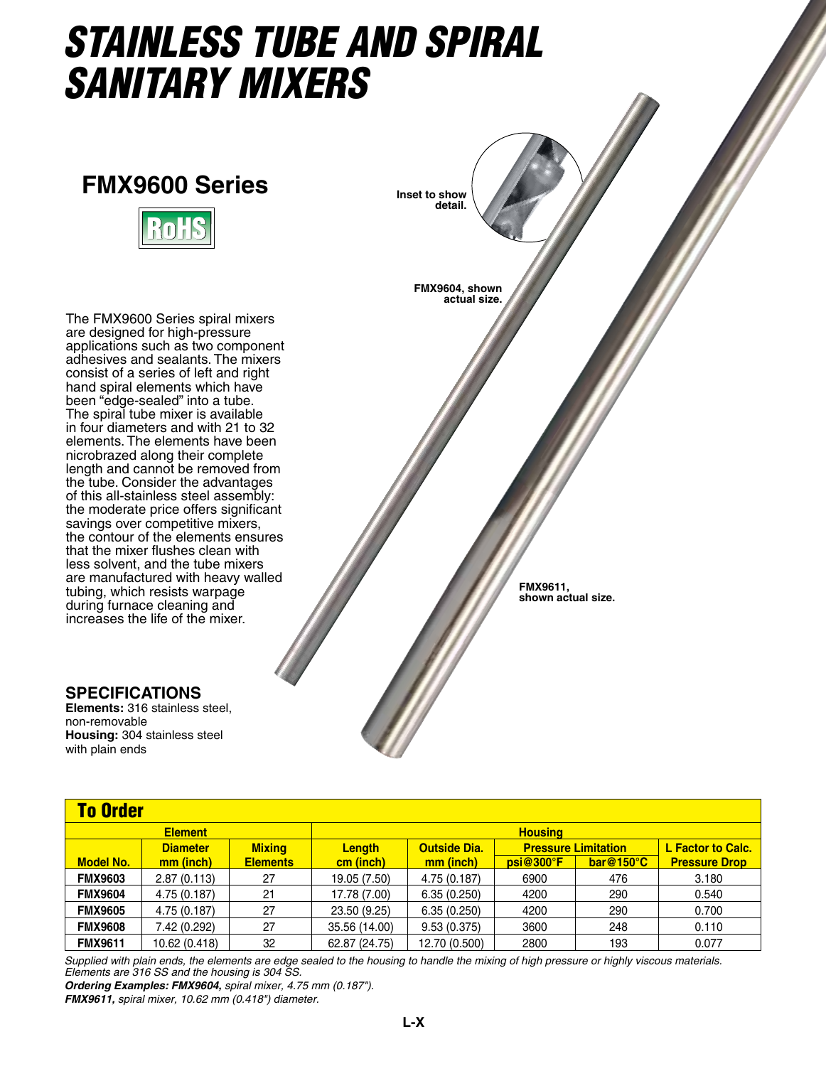# STAINLESS TUBE AND SPIRAL SANITARY MIXERS

## FMX9600 Series

RoHS

Inset to show detail.

FMX9604, shown actual size.

FMX9611, shown actual size.

The FMX9600 Series spiral mixers are designed for high-pressure applications such as two component adhesives and sealants. The mixers consist of a series of left and right hand spiral elements which have been "edge-sealed" into a tube. The spiral tube mixer is available in four diameters and with 21 to 32 elements. The elements have been nicrobrazed along their complete length and cannot be removed from the tube. Consider the advantages of this all-stainless steel assembly: the moderate price offers significant savings over competitive mixers, the contour of the elements ensures that the mixer flushes clean with less solvent, and the tube mixers are manufactured with heavy walled tubing, which resists warpage during furnace cleaning and increases the life of the mixer.

### SPECIFICATIONS

**Elements:** 316 stainless steel, non-removable
**Housing:** 304 stainless steel with plain ends

## To Order

| Element | | | Housing | | | | |
|---|---|---|---|---|---|---|---|
| | Diameter | Mixing | Length | Outside Dia. | Pressure Limitation | | L Factor to Calc. |
| Model No. | mm (inch) | Elements | cm (inch) | mm (inch) | psi@300°F | bar@150°C | Pressure Drop |
| **FMX9603** | 2.87 (0.113) | 27 | 19.05 (7.50) | 4.75 (0.187) | 6900 | 476 | 3.180 |
| **FMX9604** | 4.75 (0.187) | 21 | 17.78 (7.00) | 6.35 (0.250) | 4200 | 290 | 0.540 |
| **FMX9605** | 4.75 (0.187) | 27 | 23.50 (9.25) | 6.35 (0.250) | 4200 | 290 | 0.700 |
| **FMX9608** | 7.42 (0.292) | 27 | 35.56 (14.00) | 9.53 (0.375) | 3600 | 248 | 0.110 |
| **FMX9611** | 10.62 (0.418) | 32 | 62.87 (24.75) | 12.70 (0.500) | 2800 | 193 | 0.077 |

*Supplied with plain ends, the elements are edge sealed to the housing to handle the mixing of high pressure or highly viscous materials. Elements are 316 SS and the housing is 304 SS.*

***Ordering Examples: FMX9604,*** *spiral mixer, 4.75 mm (0.187").*

***FMX9611,*** *spiral mixer, 10.62 mm (0.418") diameter.*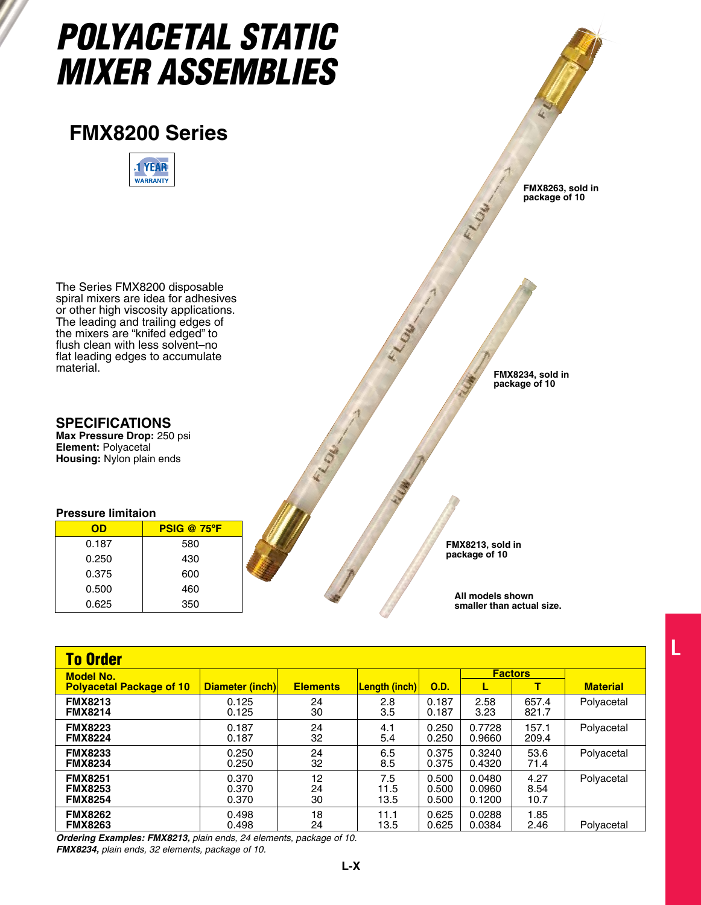# POLYACETAL STATIC MIXER ASSEMBLIES

## FMX8200 Series

1 YEAR WARRANTY

The Series FMX8200 disposable spiral mixers are idea for adhesives or other high viscosity applications. The leading and trailing edges of the mixers are "knifed edged" to flush clean with less solvent–no flat leading edges to accumulate material.

FMX8263, sold in package of 10

FMX8234, sold in package of 10

FMX8213, sold in package of 10

All models shown smaller than actual size.

### SPECIFICATIONS

**Max Pressure Drop:** 250 psi
**Element:** Polyacetal
**Housing:** Nylon plain ends

**Pressure limitaion**

| OD | PSIG @ 75°F |
|---|---|
| 0.187 | 580 |
| 0.250 | 430 |
| 0.375 | 600 |
| 0.500 | 460 |
| 0.625 | 350 |

## To Order

| Model No. Polyacetal Package of 10 | Diameter (inch) | Elements | Length (inch) | O.D. | Factors L | Factors T | Material |
|---|---|---|---|---|---|---|---|
| **FMX8213** | 0.125 | 24 | 2.8 | 0.187 | 2.58 | 657.4 | Polyacetal |
| **FMX8214** | 0.125 | 30 | 3.5 | 0.187 | 3.23 | 821.7 | |
| **FMX8223** | 0.187 | 24 | 4.1 | 0.250 | 0.7728 | 157.1 | Polyacetal |
| **FMX8224** | 0.187 | 32 | 5.4 | 0.250 | 0.9660 | 209.4 | |
| **FMX8233** | 0.250 | 24 | 6.5 | 0.375 | 0.3240 | 53.6 | Polyacetal |
| **FMX8234** | 0.250 | 32 | 8.5 | 0.375 | 0.4320 | 71.4 | |
| **FMX8251** | 0.370 | 12 | 7.5 | 0.500 | 0.0480 | 4.27 | Polyacetal |
| **FMX8253** | 0.370 | 24 | 11.5 | 0.500 | 0.0960 | 8.54 | |
| **FMX8254** | 0.370 | 30 | 13.5 | 0.500 | 0.1200 | 10.7 | |
| **FMX8262** | 0.498 | 18 | 11.1 | 0.625 | 0.0288 | 1.85 | |
| **FMX8263** | 0.498 | 24 | 13.5 | 0.625 | 0.0384 | 2.46 | Polyacetal |

***Ordering Examples: FMX8213,*** *plain ends, 24 elements, package of 10.*
***FMX8234,*** *plain ends, 32 elements, package of 10.*